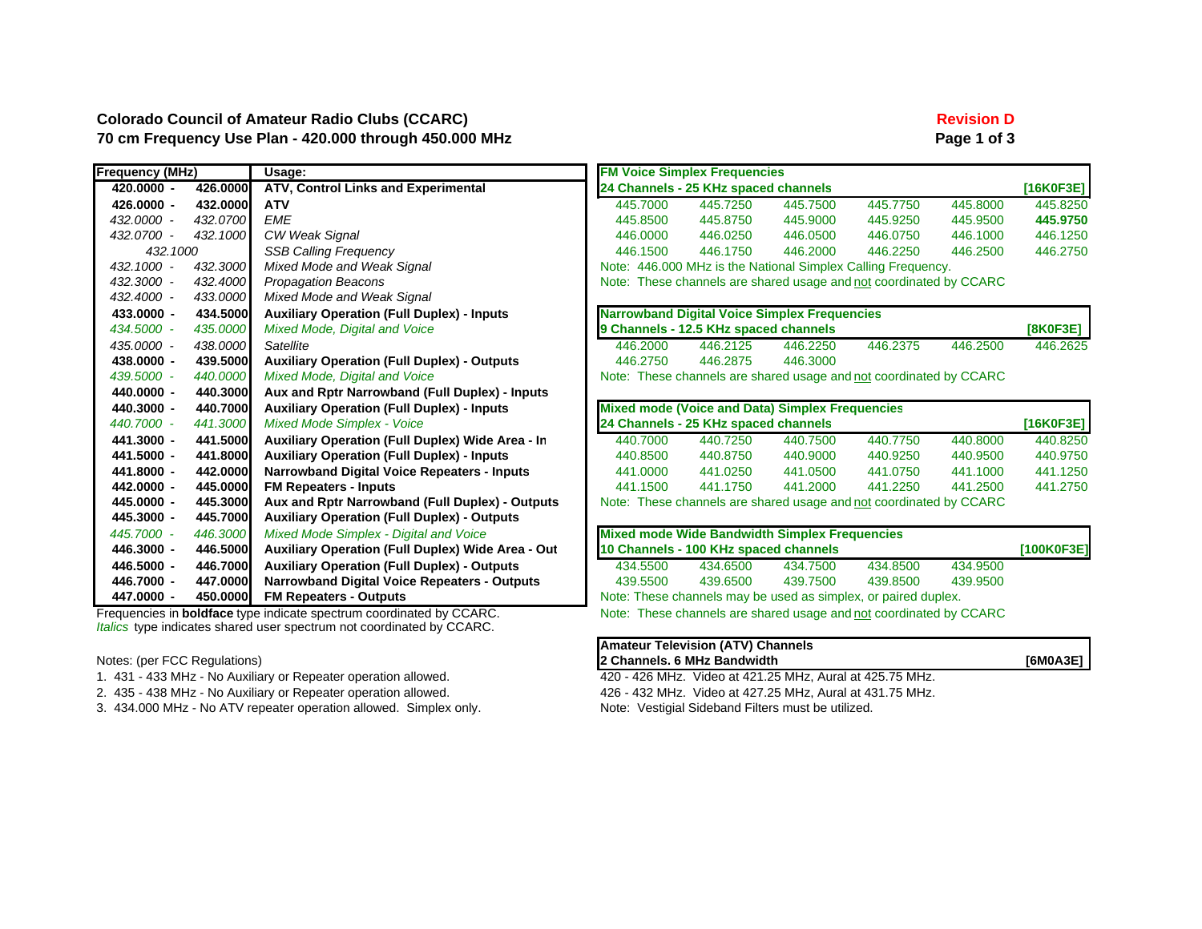**Colorado Council of Amateur Radio Clubs (CCARC)**

**70 cm Frequency Use Plan - 420.000 through 450.000 MHz**

**Revision D**

| Frequency (MHz) | | Usage: |
|---|---|---|
| **420.0000 -** | **426.0000** | **ATV, Control Links and Experimental** |
| **426.0000 -** | **432.0000** | **ATV** |
| *432.0000 -* | *432.0700* | *EME* |
| *432.0700 -* | *432.1000* | *CW Weak Signal* |
| *432.1000* | | *SSB Calling Frequency* |
| *432.1000 -* | *432.3000* | *Mixed Mode and Weak Signal* |
| *432.3000 -* | *432.4000* | *Propagation Beacons* |
| *432.4000 -* | *433.0000* | *Mixed Mode and Weak Signal* |
| **433.0000 -** | **434.5000** | **Auxiliary Operation (Full Duplex) - Inputs** |
| *434.5000 -* | *435.0000* | *Mixed Mode, Digital and Voice* |
| *435.0000 -* | *438.0000* | *Satellite* |
| **438.0000 -** | **439.5000** | **Auxiliary Operation (Full Duplex) - Outputs** |
| *439.5000 -* | *440.0000* | *Mixed Mode, Digital and Voice* |
| **440.0000 -** | **440.3000** | **Aux and Rptr Narrowband (Full Duplex) - Inputs** |
| **440.3000 -** | **440.7000** | **Auxiliary Operation (Full Duplex) - Inputs** |
| *440.7000 -* | *441.3000* | *Mixed Mode Simplex - Voice* |
| **441.3000 -** | **441.5000** | **Auxiliary Operation (Full Duplex) Wide Area - In** |
| **441.5000 -** | **441.8000** | **Auxiliary Operation (Full Duplex) - Inputs** |
| **441.8000 -** | **442.0000** | **Narrowband Digital Voice Repeaters - Inputs** |
| **442.0000 -** | **445.0000** | **FM Repeaters - Inputs** |
| **445.0000 -** | **445.3000** | **Aux and Rptr Narrowband (Full Duplex) - Outputs** |
| **445.3000 -** | **445.7000** | **Auxiliary Operation (Full Duplex) - Outputs** |
| *445.7000 -* | *446.3000* | *Mixed Mode Simplex - Digital and Voice* |
| **446.3000 -** | **446.5000** | **Auxiliary Operation (Full Duplex) Wide Area - Out** |
| **446.5000 -** | **446.7000** | **Auxiliary Operation (Full Duplex) - Outputs** |
| **446.7000 -** | **447.0000** | **Narrowband Digital Voice Repeaters - Outputs** |
| **447.0000 -** | **450.0000** | **FM Repeaters - Outputs** |

Frequencies in **boldface** type indicate spectrum coordinated by CCARC.
*Italics* type indicates shared user spectrum not coordinated by CCARC.

Notes: (per FCC Regulations)

1. 431 - 433 MHz - No Auxiliary or Repeater operation allowed.
2. 435 - 438 MHz - No Auxiliary or Repeater operation allowed.
3. 434.000 MHz - No ATV repeater operation allowed. Simplex only.

| **FM Voice Simplex Frequencies** | | | | | |
|---|---|---|---|---|---|
| **24 Channels - 25 KHz spaced channels** | | | | | **[16K0F3E]** |
| 445.7000 | 445.7250 | 445.7500 | 445.7750 | 445.8000 | 445.8250 |
| 445.8500 | 445.8750 | 445.9000 | 445.9250 | 445.9500 | **445.9750** |
| 446.0000 | 446.0250 | 446.0500 | 446.0750 | 446.1000 | 446.1250 |
| 446.1500 | 446.1750 | 446.2000 | 446.2250 | 446.2500 | 446.2750 |

Note: 446.000 MHz is the National Simplex Calling Frequency.
Note: These channels are shared usage and not coordinated by CCARC

| **Narrowband Digital Voice Simplex Frequencies** | | | | | |
|---|---|---|---|---|---|
| **9 Channels - 12.5 KHz spaced channels** | | | | | **[8K0F3E]** |
| 446.2000 | 446.2125 | 446.2250 | 446.2375 | 446.2500 | 446.2625 |
| 446.2750 | 446.2875 | 446.3000 | | | |

Note: These channels are shared usage and not coordinated by CCARC

| **Mixed mode (Voice and Data) Simplex Frequencies** | | | | | |
|---|---|---|---|---|---|
| **24 Channels - 25 KHz spaced channels** | | | | | **[16K0F3E]** |
| 440.7000 | 440.7250 | 440.7500 | 440.7750 | 440.8000 | 440.8250 |
| 440.8500 | 440.8750 | 440.9000 | 440.9250 | 440.9500 | 440.9750 |
| 441.0000 | 441.0250 | 441.0500 | 441.0750 | 441.1000 | 441.1250 |
| 441.1500 | 441.1750 | 441.2000 | 441.2250 | 441.2500 | 441.2750 |

Note: These channels are shared usage and not coordinated by CCARC

| **Mixed mode Wide Bandwidth Simplex Frequencies** | | | | | |
|---|---|---|---|---|---|
| **10 Channels - 100 KHz spaced channels** | | | | | **[100K0F3E]** |
| 434.5500 | 434.6500 | 434.7500 | 434.8500 | 434.9500 | |
| 439.5500 | 439.6500 | 439.7500 | 439.8500 | 439.9500 | |

Note: These channels may be used as simplex, or paired duplex.
Note: These channels are shared usage and not coordinated by CCARC

| **Amateur Television (ATV) Channels** | |
|---|---|
| **2 Channels. 6 MHz Bandwidth** | **[6M0A3E]** |

420 - 426 MHz. Video at 421.25 MHz, Aural at 425.75 MHz.
426 - 432 MHz. Video at 427.25 MHz, Aural at 431.75 MHz.
Note: Vestigial Sideband Filters must be utilized.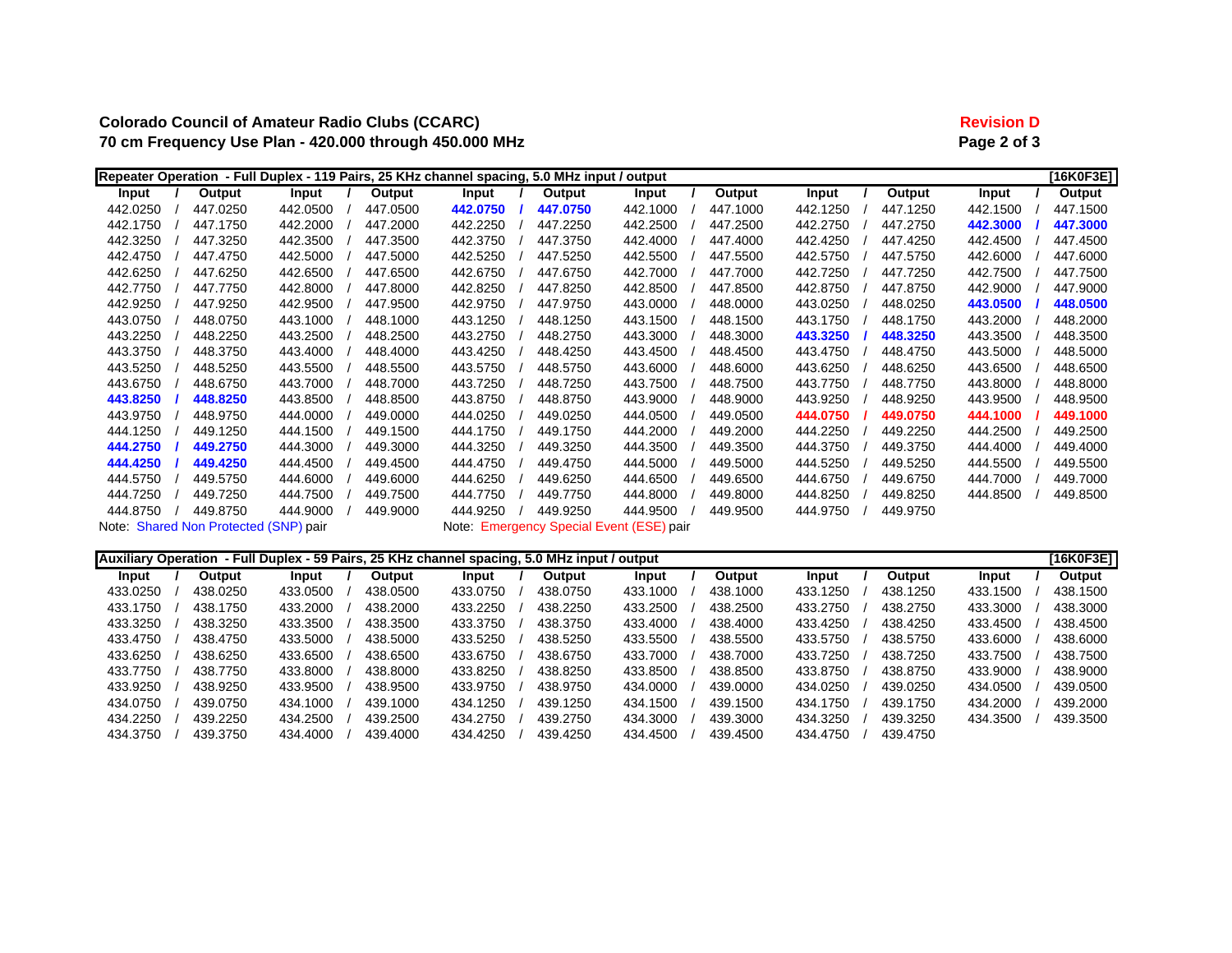**Colorado Council of Amateur Radio Clubs (CCARC)**

**70 cm Frequency Use Plan - 420.000 through 450.000 MHz**

**Revision D**

**Repeater Operation - Full Duplex - 119 Pairs, 25 KHz channel spacing, 5.0 MHz input / output** **[16K0F3E]**

| Input | / | Output | Input | / | Output | Input | / | Output | Input | / | Output | Input | / | Output | Input | / | Output |
|---|---|---|---|---|---|---|---|---|---|---|---|---|---|---|---|---|---|
| 442.0250 | / | 447.0250 | 442.0500 | / | 447.0500 | **442.0750** | **/** | **447.0750** | 442.1000 | / | 447.1000 | 442.1250 | / | 447.1250 | 442.1500 | / | 447.1500 |
| 442.1750 | / | 447.1750 | 442.2000 | / | 447.2000 | 442.2250 | / | 447.2250 | 442.2500 | / | 447.2500 | 442.2750 | / | 447.2750 | **442.3000** | **/** | **447.3000** |
| 442.3250 | / | 447.3250 | 442.3500 | / | 447.3500 | 442.3750 | / | 447.3750 | 442.4000 | / | 447.4000 | 442.4250 | / | 447.4250 | 442.4500 | / | 447.4500 |
| 442.4750 | / | 447.4750 | 442.5000 | / | 447.5000 | 442.5250 | / | 447.5250 | 442.5500 | / | 447.5500 | 442.5750 | / | 447.5750 | 442.6000 | / | 447.6000 |
| 442.6250 | / | 447.6250 | 442.6500 | / | 447.6500 | 442.6750 | / | 447.6750 | 442.7000 | / | 447.7000 | 442.7250 | / | 447.7250 | 442.7500 | / | 447.7500 |
| 442.7750 | / | 447.7750 | 442.8000 | / | 447.8000 | 442.8250 | / | 447.8250 | 442.8500 | / | 447.8500 | 442.8750 | / | 447.8750 | 442.9000 | / | 447.9000 |
| 442.9250 | / | 447.9250 | 442.9500 | / | 447.9500 | 442.9750 | / | 447.9750 | 443.0000 | / | 448.0000 | 443.0250 | / | 448.0250 | **443.0500** | **/** | **448.0500** |
| 443.0750 | / | 448.0750 | 443.1000 | / | 448.1000 | 443.1250 | / | 448.1250 | 443.1500 | / | 448.1500 | 443.1750 | / | 448.1750 | 443.2000 | / | 448.2000 |
| 443.2250 | / | 448.2250 | 443.2500 | / | 448.2500 | 443.2750 | / | 448.2750 | 443.3000 | / | 448.3000 | **443.3250** | **/** | **448.3250** | 443.3500 | / | 448.3500 |
| 443.3750 | / | 448.3750 | 443.4000 | / | 448.4000 | 443.4250 | / | 448.4250 | 443.4500 | / | 448.4500 | 443.4750 | / | 448.4750 | 443.5000 | / | 448.5000 |
| 443.5250 | / | 448.5250 | 443.5500 | / | 448.5500 | 443.5750 | / | 448.5750 | 443.6000 | / | 448.6000 | 443.6250 | / | 448.6250 | 443.6500 | / | 448.6500 |
| 443.6750 | / | 448.6750 | 443.7000 | / | 448.7000 | 443.7250 | / | 448.7250 | 443.7500 | / | 448.7500 | 443.7750 | / | 448.7750 | 443.8000 | / | 448.8000 |
| **443.8250** | **/** | **448.8250** | 443.8500 | / | 448.8500 | 443.8750 | / | 448.8750 | 443.9000 | / | 448.9000 | 443.9250 | / | 448.9250 | 443.9500 | / | 448.9500 |
| 443.9750 | / | 448.9750 | 444.0000 | / | 449.0000 | 444.0250 | / | 449.0250 | 444.0500 | / | 449.0500 | **444.0750** | **/** | **449.0750** | **444.1000** | **/** | **449.1000** |
| 444.1250 | / | 449.1250 | 444.1500 | / | 449.1500 | 444.1750 | / | 449.1750 | 444.2000 | / | 449.2000 | 444.2250 | / | 449.2250 | 444.2500 | / | 449.2500 |
| **444.2750** | **/** | **449.2750** | 444.3000 | / | 449.3000 | 444.3250 | / | 449.3250 | 444.3500 | / | 449.3500 | 444.3750 | / | 449.3750 | 444.4000 | / | 449.4000 |
| **444.4250** | **/** | **449.4250** | 444.4500 | / | 449.4500 | 444.4750 | / | 449.4750 | 444.5000 | / | 449.5000 | 444.5250 | / | 449.5250 | 444.5500 | / | 449.5500 |
| 444.5750 | / | 449.5750 | 444.6000 | / | 449.6000 | 444.6250 | / | 449.6250 | 444.6500 | / | 449.6500 | 444.6750 | / | 449.6750 | 444.7000 | / | 449.7000 |
| 444.7250 | / | 449.7250 | 444.7500 | / | 449.7500 | 444.7750 | / | 449.7750 | 444.8000 | / | 449.8000 | 444.8250 | / | 449.8250 | 444.8500 | / | 449.8500 |
| 444.8750 | / | 449.8750 | 444.9000 | / | 449.9000 | 444.9250 | / | 449.9250 | 444.9500 | / | 449.9500 | 444.9750 | / | 449.9750 | | | |

Note: Shared Non Protected (SNP) pair

Note: Emergency Special Event (ESE) pair

**Auxiliary Operation - Full Duplex - 59 Pairs, 25 KHz channel spacing, 5.0 MHz input / output** **[16K0F3E]**

| Input | / | Output | Input | / | Output | Input | / | Output | Input | / | Output | Input | / | Output | Input | / | Output |
|---|---|---|---|---|---|---|---|---|---|---|---|---|---|---|---|---|---|
| 433.0250 | / | 438.0250 | 433.0500 | / | 438.0500 | 433.0750 | / | 438.0750 | 433.1000 | / | 438.1000 | 433.1250 | / | 438.1250 | 433.1500 | / | 438.1500 |
| 433.1750 | / | 438.1750 | 433.2000 | / | 438.2000 | 433.2250 | / | 438.2250 | 433.2500 | / | 438.2500 | 433.2750 | / | 438.2750 | 433.3000 | / | 438.3000 |
| 433.3250 | / | 438.3250 | 433.3500 | / | 438.3500 | 433.3750 | / | 438.3750 | 433.4000 | / | 438.4000 | 433.4250 | / | 438.4250 | 433.4500 | / | 438.4500 |
| 433.4750 | / | 438.4750 | 433.5000 | / | 438.5000 | 433.5250 | / | 438.5250 | 433.5500 | / | 438.5500 | 433.5750 | / | 438.5750 | 433.6000 | / | 438.6000 |
| 433.6250 | / | 438.6250 | 433.6500 | / | 438.6500 | 433.6750 | / | 438.6750 | 433.7000 | / | 438.7000 | 433.7250 | / | 438.7250 | 433.7500 | / | 438.7500 |
| 433.7750 | / | 438.7750 | 433.8000 | / | 438.8000 | 433.8250 | / | 438.8250 | 433.8500 | / | 438.8500 | 433.8750 | / | 438.8750 | 433.9000 | / | 438.9000 |
| 433.9250 | / | 438.9250 | 433.9500 | / | 438.9500 | 433.9750 | / | 438.9750 | 434.0000 | / | 439.0000 | 434.0250 | / | 439.0250 | 434.0500 | / | 439.0500 |
| 434.0750 | / | 439.0750 | 434.1000 | / | 439.1000 | 434.1250 | / | 439.1250 | 434.1500 | / | 439.1500 | 434.1750 | / | 439.1750 | 434.2000 | / | 439.2000 |
| 434.2250 | / | 439.2250 | 434.2500 | / | 439.2500 | 434.2750 | / | 439.2750 | 434.3000 | / | 439.3000 | 434.3250 | / | 439.3250 | 434.3500 | / | 439.3500 |
| 434.3750 | / | 439.3750 | 434.4000 | / | 439.4000 | 434.4250 | / | 439.4250 | 434.4500 | / | 439.4500 | 434.4750 | / | 439.4750 | | | |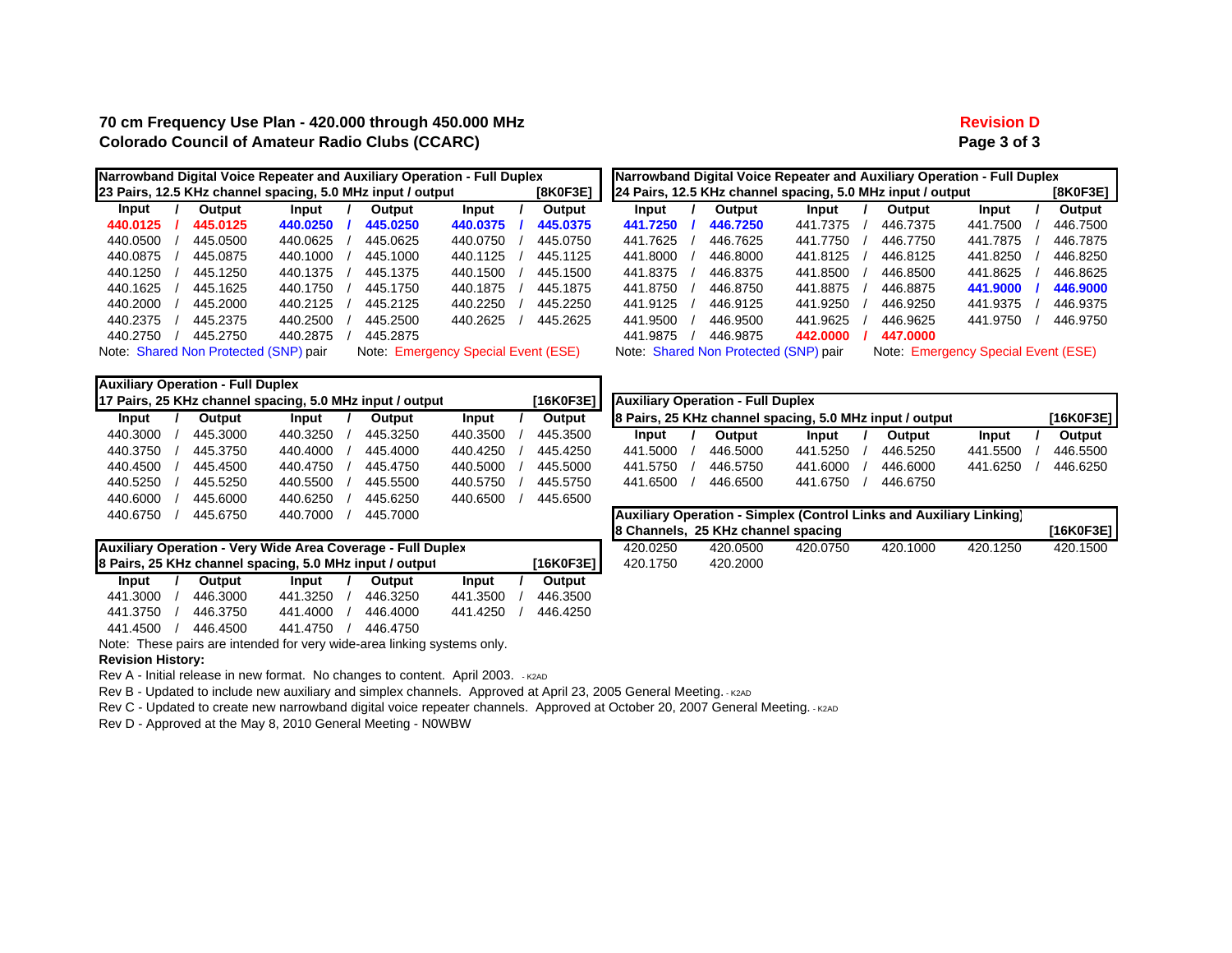**70 cm Frequency Use Plan - 420.000 through 450.000 MHz**
**Colorado Council of Amateur Radio Clubs (CCARC)**

**Revision D**

### Narrowband Digital Voice Repeater and Auxiliary Operation - Full Duplex
23 Pairs, 12.5 KHz channel spacing, 5.0 MHz input / output [8K0F3E]

| Input | / | Output | Input | / | Output | Input | / | Output |
|---|---|---|---|---|---|---|---|---|
| **440.0125** | **/** | **445.0125** | **440.0250** | **/** | **445.0250** | **440.0375** | **/** | **445.0375** |
| 440.0500 | / | 445.0500 | 440.0625 | / | 445.0625 | 440.0750 | / | 445.0750 |
| 440.0875 | / | 445.0875 | 440.1000 | / | 445.1000 | 440.1125 | / | 445.1125 |
| 440.1250 | / | 445.1250 | 440.1375 | / | 445.1375 | 440.1500 | / | 445.1500 |
| 440.1625 | / | 445.1625 | 440.1750 | / | 445.1750 | 440.1875 | / | 445.1875 |
| 440.2000 | / | 445.2000 | 440.2125 | / | 445.2125 | 440.2250 | / | 445.2250 |
| 440.2375 | / | 445.2375 | 440.2500 | / | 445.2500 | 440.2625 | / | 445.2625 |
| 440.2750 | / | 445.2750 | 440.2875 | / | 445.2875 | | | |

Note: Shared Non Protected (SNP) pair Note: Emergency Special Event (ESE)

### Narrowband Digital Voice Repeater and Auxiliary Operation - Full Duplex
24 Pairs, 12.5 KHz channel spacing, 5.0 MHz input / output [8K0F3E]

| Input | / | Output | Input | / | Output | Input | / | Output |
|---|---|---|---|---|---|---|---|---|
| **441.7250** | **/** | **446.7250** | 441.7375 | / | 446.7375 | 441.7500 | / | 446.7500 |
| 441.7625 | / | 446.7625 | 441.7750 | / | 446.7750 | 441.7875 | / | 446.7875 |
| 441.8000 | / | 446.8000 | 441.8125 | / | 446.8125 | 441.8250 | / | 446.8250 |
| 441.8375 | / | 446.8375 | 441.8500 | / | 446.8500 | 441.8625 | / | 446.8625 |
| 441.8750 | / | 446.8750 | 441.8875 | / | 446.8875 | **441.9000** | **/** | **446.9000** |
| 441.9125 | / | 446.9125 | 441.9250 | / | 446.9250 | 441.9375 | / | 446.9375 |
| 441.9500 | / | 446.9500 | 441.9625 | / | 446.9625 | 441.9750 | / | 446.9750 |
| 441.9875 | / | 446.9875 | **442.0000** | **/** | **447.0000** | | | |

Note: Shared Non Protected (SNP) pair Note: Emergency Special Event (ESE)

### Auxiliary Operation - Full Duplex
17 Pairs, 25 KHz channel spacing, 5.0 MHz input / output [16K0F3E]

| Input | / | Output | Input | / | Output | Input | / | Output |
|---|---|---|---|---|---|---|---|---|
| 440.3000 | / | 445.3000 | 440.3250 | / | 445.3250 | 440.3500 | / | 445.3500 |
| 440.3750 | / | 445.3750 | 440.4000 | / | 445.4000 | 440.4250 | / | 445.4250 |
| 440.4500 | / | 445.4500 | 440.4750 | / | 445.4750 | 440.5000 | / | 445.5000 |
| 440.5250 | / | 445.5250 | 440.5500 | / | 445.5500 | 440.5750 | / | 445.5750 |
| 440.6000 | / | 445.6000 | 440.6250 | / | 445.6250 | 440.6500 | / | 445.6500 |
| 440.6750 | / | 445.6750 | 440.7000 | / | 445.7000 | | | |

### Auxiliary Operation - Full Duplex
8 Pairs, 25 KHz channel spacing, 5.0 MHz input / output [16K0F3E]

| Input | / | Output | Input | / | Output | Input | / | Output |
|---|---|---|---|---|---|---|---|---|
| 441.5000 | / | 446.5000 | 441.5250 | / | 446.5250 | 441.5500 | / | 446.5500 |
| 441.5750 | / | 446.5750 | 441.6000 | / | 446.6000 | 441.6250 | / | 446.6250 |
| 441.6500 | / | 446.6500 | 441.6750 | / | 446.6750 | | | |

### Auxiliary Operation - Simplex (Control Links and Auxiliary Linking)
8 Channels, 25 KHz channel spacing [16K0F3E]

| | | | | | |
|---|---|---|---|---|---|
| 420.0250 | 420.0500 | 420.0750 | 420.1000 | 420.1250 | 420.1500 |
| 420.1750 | 420.2000 | | | | |

### Auxiliary Operation - Very Wide Area Coverage - Full Duplex
8 Pairs, 25 KHz channel spacing, 5.0 MHz input / output [16K0F3E]

| Input | / | Output | Input | / | Output | Input | / | Output |
|---|---|---|---|---|---|---|---|---|
| 441.3000 | / | 446.3000 | 441.3250 | / | 446.3250 | 441.3500 | / | 446.3500 |
| 441.3750 | / | 446.3750 | 441.4000 | / | 446.4000 | 441.4250 | / | 446.4250 |
| 441.4500 | / | 446.4500 | 441.4750 | / | 446.4750 | | | |

Note: These pairs are intended for very wide-area linking systems only.

**Revision History:**

Rev A - Initial release in new format. No changes to content. April 2003. - K2AD

Rev B - Updated to include new auxiliary and simplex channels. Approved at April 23, 2005 General Meeting. - K2AD

Rev C - Updated to create new narrowband digital voice repeater channels. Approved at October 20, 2007 General Meeting. - K2AD

Rev D - Approved at the May 8, 2010 General Meeting - N0WBW